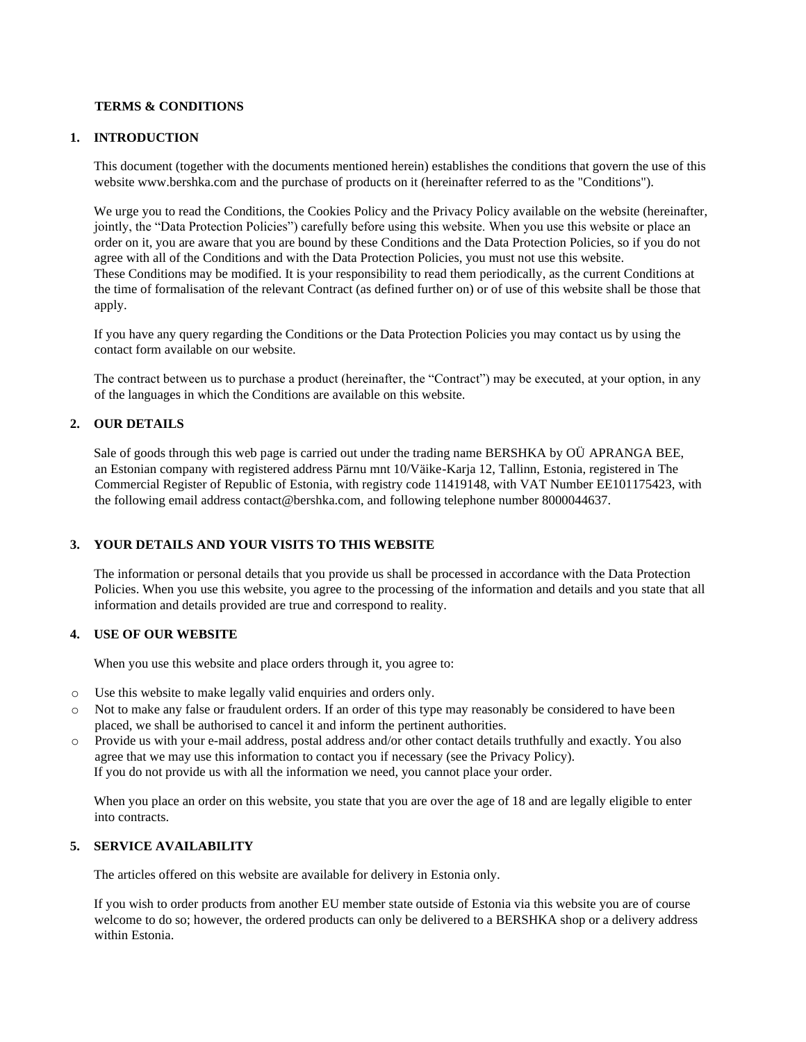# TERMS & CONDITIONS

## 1. INTRODUCTION

This document (together with the documents mentioned herein) establishes the conditions that govern the use of this website www.bershka.com and the purchase of products on it (hereinafter referred to as the "Conditions").

We urge you to read the Conditions, the Cookies Policy and the Privacy Policy available on the website (hereinafter, jointly, the "Data Protection Policies") carefully before using this website. When you use this website or place an order on it, you are aware that you are bound by these Conditions and the Data Protection Policies, so if you do not agree with all of the Conditions and with the Data Protection Policies, you must not use this website.
These Conditions may be modified. It is your responsibility to read them periodically, as the current Conditions at the time of formalisation of the relevant Contract (as defined further on) or of use of this website shall be those that apply.

If you have any query regarding the Conditions or the Data Protection Policies you may contact us by using the contact form available on our website.

The contract between us to purchase a product (hereinafter, the "Contract") may be executed, at your option, in any of the languages in which the Conditions are available on this website.

## 2. OUR DETAILS

Sale of goods through this web page is carried out under the trading name BERSHKA by OÜ APRANGA BEE, an Estonian company with registered address Pärnu mnt 10/Väike-Karja 12, Tallinn, Estonia, registered in The Commercial Register of Republic of Estonia, with registry code 11419148, with VAT Number EE101175423, with the following email address contact@bershka.com, and following telephone number 8000044637.

## 3. YOUR DETAILS AND YOUR VISITS TO THIS WEBSITE

The information or personal details that you provide us shall be processed in accordance with the Data Protection Policies. When you use this website, you agree to the processing of the information and details and you state that all information and details provided are true and correspond to reality.

## 4. USE OF OUR WEBSITE

When you use this website and place orders through it, you agree to:

- Use this website to make legally valid enquiries and orders only.
- Not to make any false or fraudulent orders. If an order of this type may reasonably be considered to have been placed, we shall be authorised to cancel it and inform the pertinent authorities.
- Provide us with your e-mail address, postal address and/or other contact details truthfully and exactly. You also agree that we may use this information to contact you if necessary (see the Privacy Policy).
  If you do not provide us with all the information we need, you cannot place your order.

When you place an order on this website, you state that you are over the age of 18 and are legally eligible to enter into contracts.

## 5. SERVICE AVAILABILITY

The articles offered on this website are available for delivery in Estonia only.

If you wish to order products from another EU member state outside of Estonia via this website you are of course welcome to do so; however, the ordered products can only be delivered to a BERSHKA shop or a delivery address within Estonia.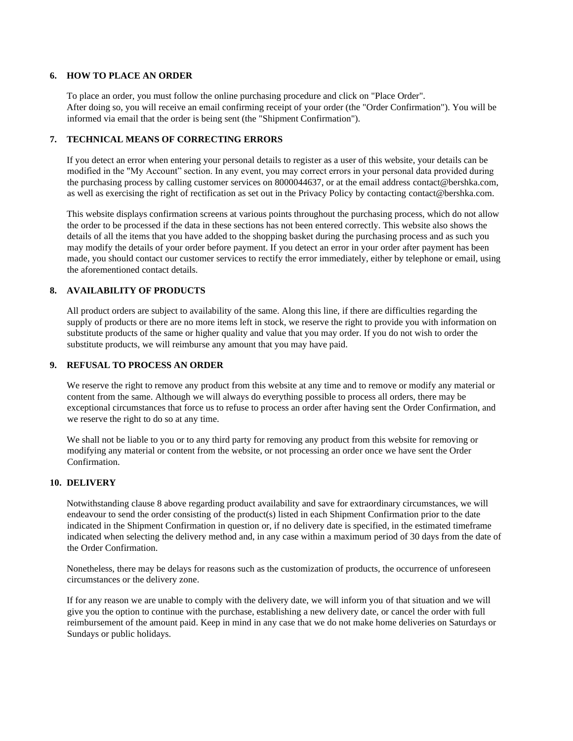## 6. HOW TO PLACE AN ORDER

To place an order, you must follow the online purchasing procedure and click on "Place Order".
After doing so, you will receive an email confirming receipt of your order (the "Order Confirmation"). You will be informed via email that the order is being sent (the "Shipment Confirmation").

## 7. TECHNICAL MEANS OF CORRECTING ERRORS

If you detect an error when entering your personal details to register as a user of this website, your details can be modified in the "My Account" section. In any event, you may correct errors in your personal data provided during the purchasing process by calling customer services on 8000044637, or at the email address contact@bershka.com, as well as exercising the right of rectification as set out in the Privacy Policy by contacting contact@bershka.com.

This website displays confirmation screens at various points throughout the purchasing process, which do not allow the order to be processed if the data in these sections has not been entered correctly. This website also shows the details of all the items that you have added to the shopping basket during the purchasing process and as such you may modify the details of your order before payment. If you detect an error in your order after payment has been made, you should contact our customer services to rectify the error immediately, either by telephone or email, using the aforementioned contact details.

## 8. AVAILABILITY OF PRODUCTS

All product orders are subject to availability of the same. Along this line, if there are difficulties regarding the supply of products or there are no more items left in stock, we reserve the right to provide you with information on substitute products of the same or higher quality and value that you may order. If you do not wish to order the substitute products, we will reimburse any amount that you may have paid.

## 9. REFUSAL TO PROCESS AN ORDER

We reserve the right to remove any product from this website at any time and to remove or modify any material or content from the same. Although we will always do everything possible to process all orders, there may be exceptional circumstances that force us to refuse to process an order after having sent the Order Confirmation, and we reserve the right to do so at any time.

We shall not be liable to you or to any third party for removing any product from this website for removing or modifying any material or content from the website, or not processing an order once we have sent the Order Confirmation.

## 10. DELIVERY

Notwithstanding clause 8 above regarding product availability and save for extraordinary circumstances, we will endeavour to send the order consisting of the product(s) listed in each Shipment Confirmation prior to the date indicated in the Shipment Confirmation in question or, if no delivery date is specified, in the estimated timeframe indicated when selecting the delivery method and, in any case within a maximum period of 30 days from the date of the Order Confirmation.

Nonetheless, there may be delays for reasons such as the customization of products, the occurrence of unforeseen circumstances or the delivery zone.

If for any reason we are unable to comply with the delivery date, we will inform you of that situation and we will give you the option to continue with the purchase, establishing a new delivery date, or cancel the order with full reimbursement of the amount paid. Keep in mind in any case that we do not make home deliveries on Saturdays or Sundays or public holidays.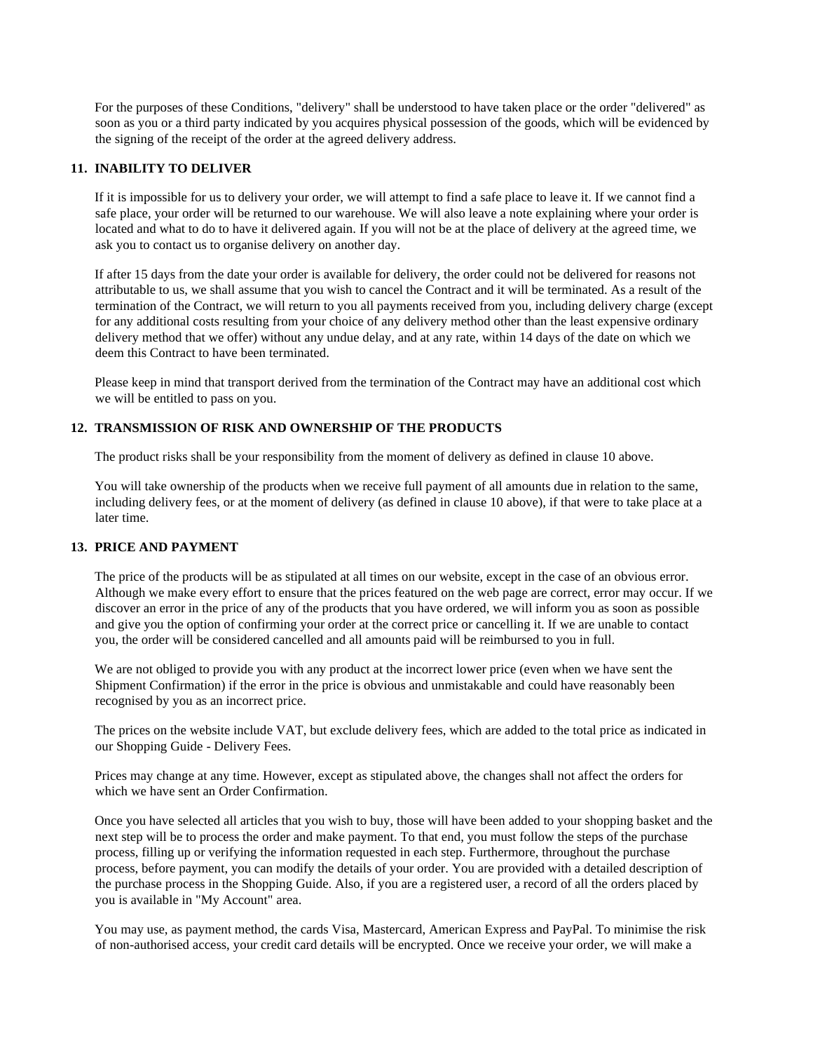For the purposes of these Conditions, "delivery" shall be understood to have taken place or the order "delivered" as soon as you or a third party indicated by you acquires physical possession of the goods, which will be evidenced by the signing of the receipt of the order at the agreed delivery address.

## 11. INABILITY TO DELIVER

If it is impossible for us to delivery your order, we will attempt to find a safe place to leave it. If we cannot find a safe place, your order will be returned to our warehouse. We will also leave a note explaining where your order is located and what to do to have it delivered again. If you will not be at the place of delivery at the agreed time, we ask you to contact us to organise delivery on another day.

If after 15 days from the date your order is available for delivery, the order could not be delivered for reasons not attributable to us, we shall assume that you wish to cancel the Contract and it will be terminated. As a result of the termination of the Contract, we will return to you all payments received from you, including delivery charge (except for any additional costs resulting from your choice of any delivery method other than the least expensive ordinary delivery method that we offer) without any undue delay, and at any rate, within 14 days of the date on which we deem this Contract to have been terminated.

Please keep in mind that transport derived from the termination of the Contract may have an additional cost which we will be entitled to pass on you.

## 12. TRANSMISSION OF RISK AND OWNERSHIP OF THE PRODUCTS

The product risks shall be your responsibility from the moment of delivery as defined in clause 10 above.

You will take ownership of the products when we receive full payment of all amounts due in relation to the same, including delivery fees, or at the moment of delivery (as defined in clause 10 above), if that were to take place at a later time.

## 13. PRICE AND PAYMENT

The price of the products will be as stipulated at all times on our website, except in the case of an obvious error. Although we make every effort to ensure that the prices featured on the web page are correct, error may occur. If we discover an error in the price of any of the products that you have ordered, we will inform you as soon as possible and give you the option of confirming your order at the correct price or cancelling it. If we are unable to contact you, the order will be considered cancelled and all amounts paid will be reimbursed to you in full.

We are not obliged to provide you with any product at the incorrect lower price (even when we have sent the Shipment Confirmation) if the error in the price is obvious and unmistakable and could have reasonably been recognised by you as an incorrect price.

The prices on the website include VAT, but exclude delivery fees, which are added to the total price as indicated in our Shopping Guide - Delivery Fees.

Prices may change at any time. However, except as stipulated above, the changes shall not affect the orders for which we have sent an Order Confirmation.

Once you have selected all articles that you wish to buy, those will have been added to your shopping basket and the next step will be to process the order and make payment. To that end, you must follow the steps of the purchase process, filling up or verifying the information requested in each step. Furthermore, throughout the purchase process, before payment, you can modify the details of your order. You are provided with a detailed description of the purchase process in the Shopping Guide. Also, if you are a registered user, a record of all the orders placed by you is available in "My Account" area.

You may use, as payment method, the cards Visa, Mastercard, American Express and PayPal. To minimise the risk of non-authorised access, your credit card details will be encrypted. Once we receive your order, we will make a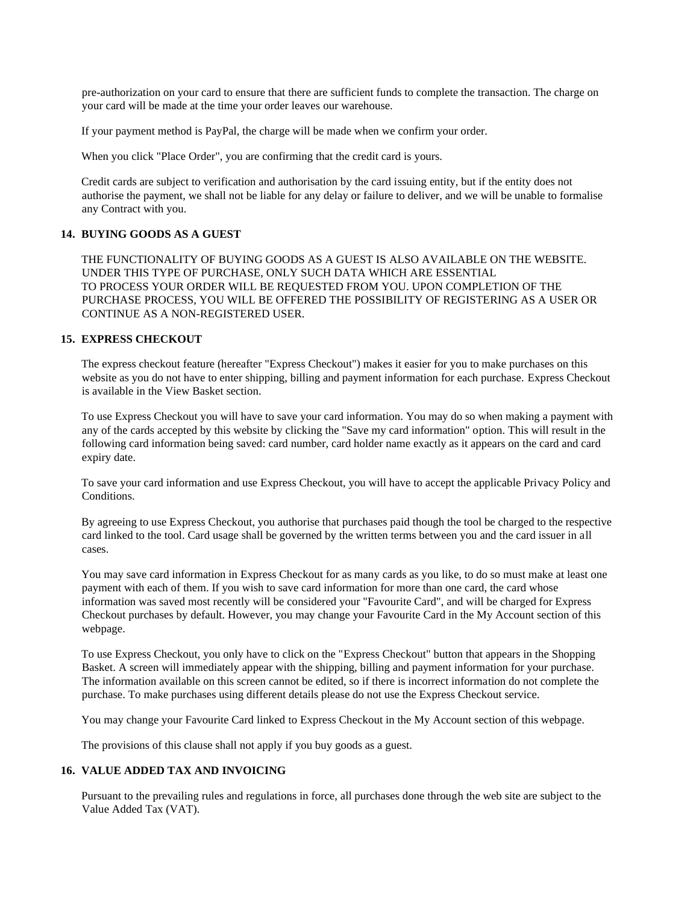pre-authorization on your card to ensure that there are sufficient funds to complete the transaction. The charge on your card will be made at the time your order leaves our warehouse.

If your payment method is PayPal, the charge will be made when we confirm your order.

When you click "Place Order", you are confirming that the credit card is yours.

Credit cards are subject to verification and authorisation by the card issuing entity, but if the entity does not authorise the payment, we shall not be liable for any delay or failure to deliver, and we will be unable to formalise any Contract with you.

## 14. BUYING GOODS AS A GUEST

THE FUNCTIONALITY OF BUYING GOODS AS A GUEST IS ALSO AVAILABLE ON THE WEBSITE. UNDER THIS TYPE OF PURCHASE, ONLY SUCH DATA WHICH ARE ESSENTIAL TO PROCESS YOUR ORDER WILL BE REQUESTED FROM YOU. UPON COMPLETION OF THE PURCHASE PROCESS, YOU WILL BE OFFERED THE POSSIBILITY OF REGISTERING AS A USER OR CONTINUE AS A NON-REGISTERED USER.

## 15. EXPRESS CHECKOUT

The express checkout feature (hereafter "Express Checkout") makes it easier for you to make purchases on this website as you do not have to enter shipping, billing and payment information for each purchase. Express Checkout is available in the View Basket section.

To use Express Checkout you will have to save your card information. You may do so when making a payment with any of the cards accepted by this website by clicking the "Save my card information" option. This will result in the following card information being saved: card number, card holder name exactly as it appears on the card and card expiry date.

To save your card information and use Express Checkout, you will have to accept the applicable Privacy Policy and Conditions.

By agreeing to use Express Checkout, you authorise that purchases paid though the tool be charged to the respective card linked to the tool. Card usage shall be governed by the written terms between you and the card issuer in all cases.

You may save card information in Express Checkout for as many cards as you like, to do so must make at least one payment with each of them. If you wish to save card information for more than one card, the card whose information was saved most recently will be considered your "Favourite Card", and will be charged for Express Checkout purchases by default. However, you may change your Favourite Card in the My Account section of this webpage.

To use Express Checkout, you only have to click on the "Express Checkout" button that appears in the Shopping Basket. A screen will immediately appear with the shipping, billing and payment information for your purchase. The information available on this screen cannot be edited, so if there is incorrect information do not complete the purchase. To make purchases using different details please do not use the Express Checkout service.

You may change your Favourite Card linked to Express Checkout in the My Account section of this webpage.

The provisions of this clause shall not apply if you buy goods as a guest.

## 16. VALUE ADDED TAX AND INVOICING

Pursuant to the prevailing rules and regulations in force, all purchases done through the web site are subject to the Value Added Tax (VAT).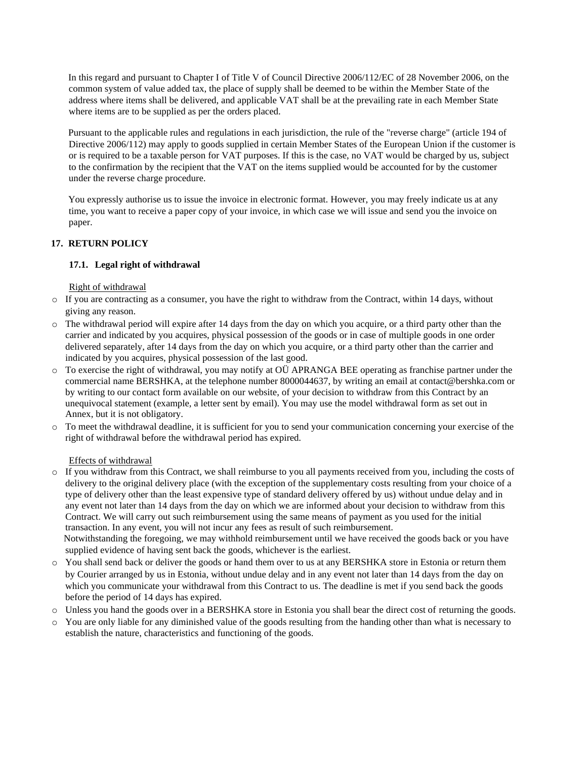In this regard and pursuant to Chapter I of Title V of Council Directive 2006/112/EC of 28 November 2006, on the common system of value added tax, the place of supply shall be deemed to be within the Member State of the address where items shall be delivered, and applicable VAT shall be at the prevailing rate in each Member State where items are to be supplied as per the orders placed.

Pursuant to the applicable rules and regulations in each jurisdiction, the rule of the "reverse charge" (article 194 of Directive 2006/112) may apply to goods supplied in certain Member States of the European Union if the customer is or is required to be a taxable person for VAT purposes. If this is the case, no VAT would be charged by us, subject to the confirmation by the recipient that the VAT on the items supplied would be accounted for by the customer under the reverse charge procedure.

You expressly authorise us to issue the invoice in electronic format. However, you may freely indicate us at any time, you want to receive a paper copy of your invoice, in which case we will issue and send you the invoice on paper.

## 17. RETURN POLICY

### 17.1. Legal right of withdrawal

Right of withdrawal

- If you are contracting as a consumer, you have the right to withdraw from the Contract, within 14 days, without giving any reason.
- The withdrawal period will expire after 14 days from the day on which you acquire, or a third party other than the carrier and indicated by you acquires, physical possession of the goods or in case of multiple goods in one order delivered separately, after 14 days from the day on which you acquire, or a third party other than the carrier and indicated by you acquires, physical possession of the last good.
- To exercise the right of withdrawal, you may notify at OÜ APRANGA BEE operating as franchise partner under the commercial name BERSHKA, at the telephone number 8000044637, by writing an email at contact@bershka.com or by writing to our contact form available on our website, of your decision to withdraw from this Contract by an unequivocal statement (example, a letter sent by email). You may use the model withdrawal form as set out in Annex, but it is not obligatory.
- To meet the withdrawal deadline, it is sufficient for you to send your communication concerning your exercise of the right of withdrawal before the withdrawal period has expired.

Effects of withdrawal

- If you withdraw from this Contract, we shall reimburse to you all payments received from you, including the costs of delivery to the original delivery place (with the exception of the supplementary costs resulting from your choice of a type of delivery other than the least expensive type of standard delivery offered by us) without undue delay and in any event not later than 14 days from the day on which we are informed about your decision to withdraw from this Contract. We will carry out such reimbursement using the same means of payment as you used for the initial transaction. In any event, you will not incur any fees as result of such reimbursement.
  Notwithstanding the foregoing, we may withhold reimbursement until we have received the goods back or you have supplied evidence of having sent back the goods, whichever is the earliest.
- You shall send back or deliver the goods or hand them over to us at any BERSHKA store in Estonia or return them by Courier arranged by us in Estonia, without undue delay and in any event not later than 14 days from the day on which you communicate your withdrawal from this Contract to us. The deadline is met if you send back the goods before the period of 14 days has expired.
- Unless you hand the goods over in a BERSHKA store in Estonia you shall bear the direct cost of returning the goods.
- You are only liable for any diminished value of the goods resulting from the handing other than what is necessary to establish the nature, characteristics and functioning of the goods.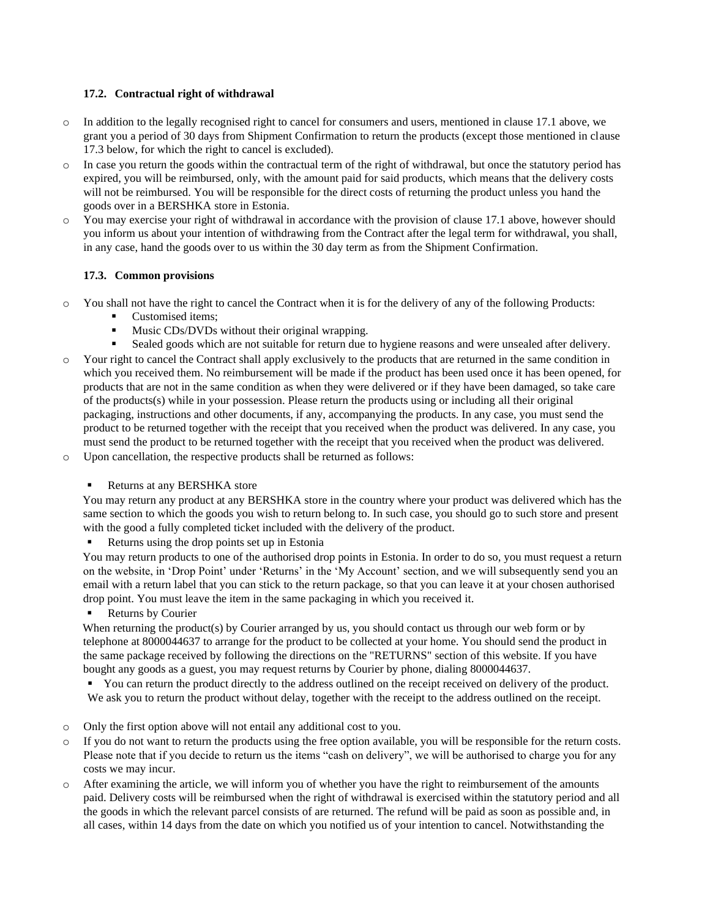### 17.2. Contractual right of withdrawal

- In addition to the legally recognised right to cancel for consumers and users, mentioned in clause 17.1 above, we grant you a period of 30 days from Shipment Confirmation to return the products (except those mentioned in clause 17.3 below, for which the right to cancel is excluded).
- In case you return the goods within the contractual term of the right of withdrawal, but once the statutory period has expired, you will be reimbursed, only, with the amount paid for said products, which means that the delivery costs will not be reimbursed. You will be responsible for the direct costs of returning the product unless you hand the goods over in a BERSHKA store in Estonia.
- You may exercise your right of withdrawal in accordance with the provision of clause 17.1 above, however should you inform us about your intention of withdrawing from the Contract after the legal term for withdrawal, you shall, in any case, hand the goods over to us within the 30 day term as from the Shipment Confirmation.

### 17.3. Common provisions

- You shall not have the right to cancel the Contract when it is for the delivery of any of the following Products:
  - Customised items;
  - Music CDs/DVDs without their original wrapping.
  - Sealed goods which are not suitable for return due to hygiene reasons and were unsealed after delivery.
- Your right to cancel the Contract shall apply exclusively to the products that are returned in the same condition in which you received them. No reimbursement will be made if the product has been used once it has been opened, for products that are not in the same condition as when they were delivered or if they have been damaged, so take care of the products(s) while in your possession. Please return the products using or including all their original packaging, instructions and other documents, if any, accompanying the products. In any case, you must send the product to be returned together with the receipt that you received when the product was delivered. In any case, you must send the product to be returned together with the receipt that you received when the product was delivered.
- Upon cancellation, the respective products shall be returned as follows:
  - Returns at any BERSHKA store

    You may return any product at any BERSHKA store in the country where your product was delivered which has the same section to which the goods you wish to return belong to. In such case, you should go to such store and present with the good a fully completed ticket included with the delivery of the product.
  - Returns using the drop points set up in Estonia

    You may return products to one of the authorised drop points in Estonia. In order to do so, you must request a return on the website, in 'Drop Point' under 'Returns' in the 'My Account' section, and we will subsequently send you an email with a return label that you can stick to the return package, so that you can leave it at your chosen authorised drop point. You must leave the item in the same packaging in which you received it.
  - Returns by Courier

    When returning the product(s) by Courier arranged by us, you should contact us through our web form or by telephone at 8000044637 to arrange for the product to be collected at your home. You should send the product in the same package received by following the directions on the "RETURNS" section of this website. If you have bought any goods as a guest, you may request returns by Courier by phone, dialing 8000044637.
  - You can return the product directly to the address outlined on the receipt received on delivery of the product. We ask you to return the product without delay, together with the receipt to the address outlined on the receipt.
- Only the first option above will not entail any additional cost to you.
- If you do not want to return the products using the free option available, you will be responsible for the return costs. Please note that if you decide to return us the items "cash on delivery", we will be authorised to charge you for any costs we may incur.
- After examining the article, we will inform you of whether you have the right to reimbursement of the amounts paid. Delivery costs will be reimbursed when the right of withdrawal is exercised within the statutory period and all the goods in which the relevant parcel consists of are returned. The refund will be paid as soon as possible and, in all cases, within 14 days from the date on which you notified us of your intention to cancel. Notwithstanding the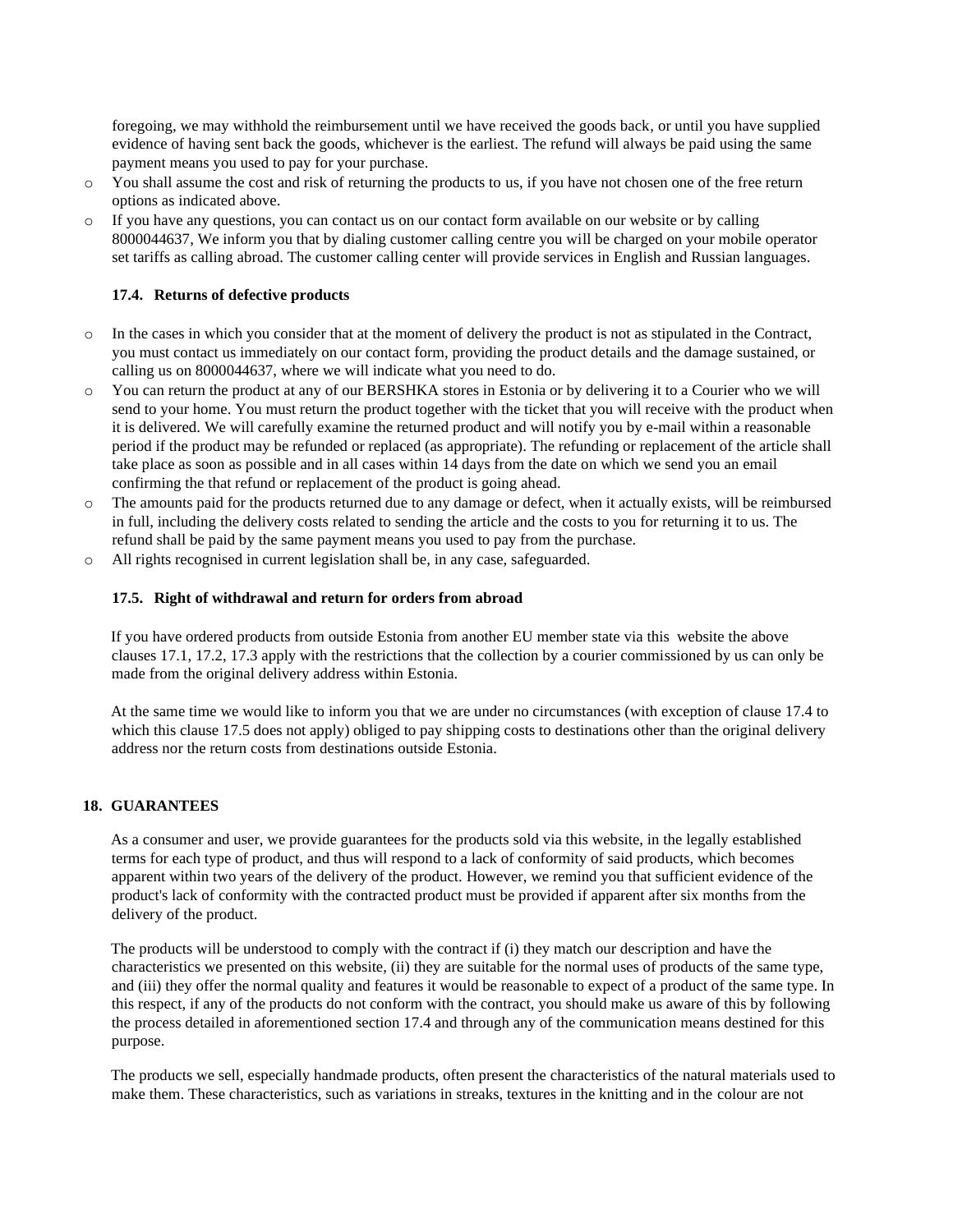foregoing, we may withhold the reimbursement until we have received the goods back, or until you have supplied evidence of having sent back the goods, whichever is the earliest. The refund will always be paid using the same payment means you used to pay for your purchase.

- You shall assume the cost and risk of returning the products to us, if you have not chosen one of the free return options as indicated above.
- If you have any questions, you can contact us on our contact form available on our website or by calling 8000044637, We inform you that by dialing customer calling centre you will be charged on your mobile operator set tariffs as calling abroad. The customer calling center will provide services in English and Russian languages.

### 17.4. Returns of defective products

- In the cases in which you consider that at the moment of delivery the product is not as stipulated in the Contract, you must contact us immediately on our contact form, providing the product details and the damage sustained, or calling us on 8000044637, where we will indicate what you need to do.
- You can return the product at any of our BERSHKA stores in Estonia or by delivering it to a Courier who we will send to your home. You must return the product together with the ticket that you will receive with the product when it is delivered. We will carefully examine the returned product and will notify you by e-mail within a reasonable period if the product may be refunded or replaced (as appropriate). The refunding or replacement of the article shall take place as soon as possible and in all cases within 14 days from the date on which we send you an email confirming the that refund or replacement of the product is going ahead.
- The amounts paid for the products returned due to any damage or defect, when it actually exists, will be reimbursed in full, including the delivery costs related to sending the article and the costs to you for returning it to us. The refund shall be paid by the same payment means you used to pay from the purchase.
- All rights recognised in current legislation shall be, in any case, safeguarded.

### 17.5. Right of withdrawal and return for orders from abroad

If you have ordered products from outside Estonia from another EU member state via this website the above clauses 17.1, 17.2, 17.3 apply with the restrictions that the collection by a courier commissioned by us can only be made from the original delivery address within Estonia.

At the same time we would like to inform you that we are under no circumstances (with exception of clause 17.4 to which this clause 17.5 does not apply) obliged to pay shipping costs to destinations other than the original delivery address nor the return costs from destinations outside Estonia.

## 18. GUARANTEES

As a consumer and user, we provide guarantees for the products sold via this website, in the legally established terms for each type of product, and thus will respond to a lack of conformity of said products, which becomes apparent within two years of the delivery of the product. However, we remind you that sufficient evidence of the product's lack of conformity with the contracted product must be provided if apparent after six months from the delivery of the product.

The products will be understood to comply with the contract if (i) they match our description and have the characteristics we presented on this website, (ii) they are suitable for the normal uses of products of the same type, and (iii) they offer the normal quality and features it would be reasonable to expect of a product of the same type. In this respect, if any of the products do not conform with the contract, you should make us aware of this by following the process detailed in aforementioned section 17.4 and through any of the communication means destined for this purpose.

The products we sell, especially handmade products, often present the characteristics of the natural materials used to make them. These characteristics, such as variations in streaks, textures in the knitting and in the colour are not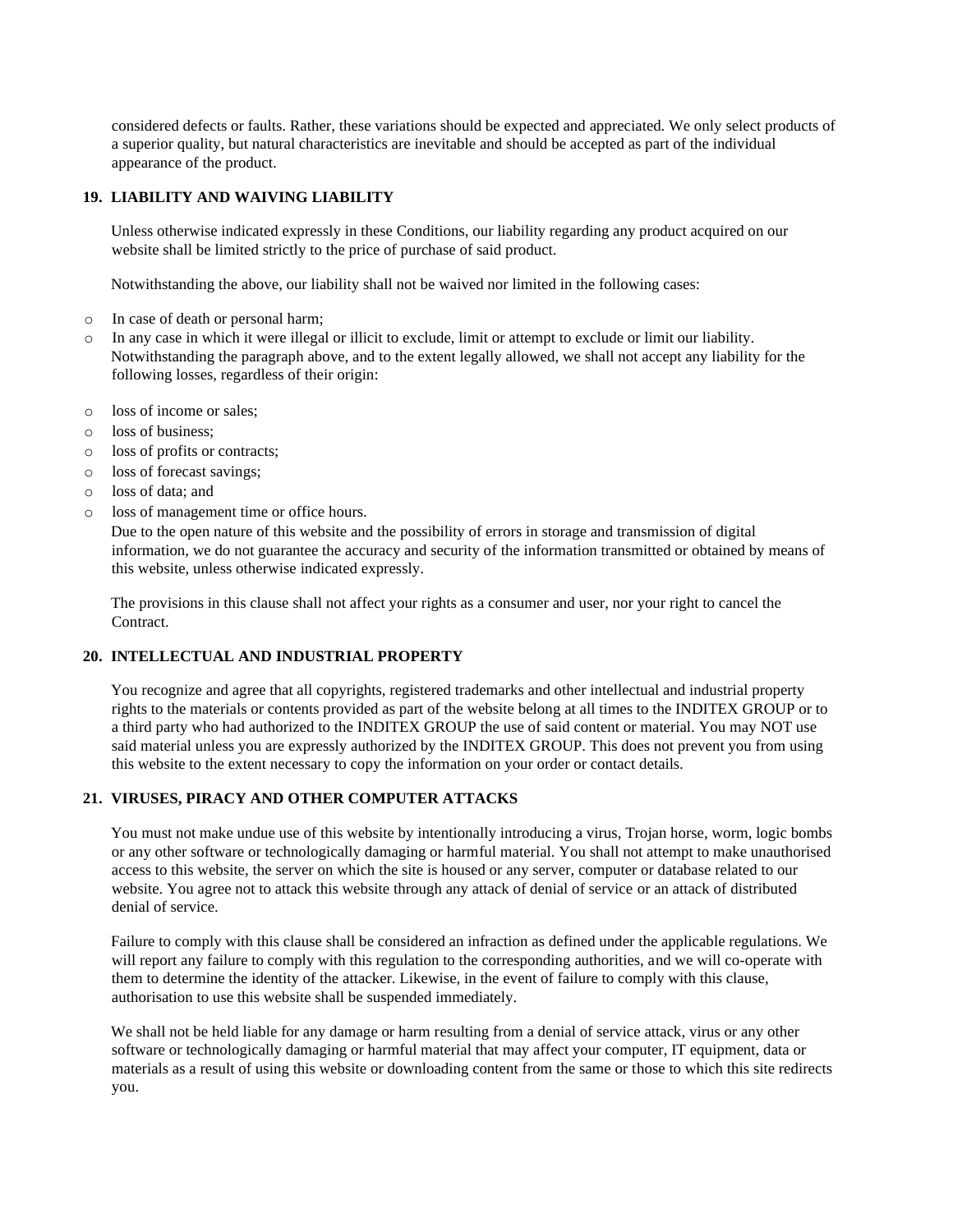considered defects or faults. Rather, these variations should be expected and appreciated. We only select products of a superior quality, but natural characteristics are inevitable and should be accepted as part of the individual appearance of the product.

## 19. LIABILITY AND WAIVING LIABILITY

Unless otherwise indicated expressly in these Conditions, our liability regarding any product acquired on our website shall be limited strictly to the price of purchase of said product.

Notwithstanding the above, our liability shall not be waived nor limited in the following cases:

- In case of death or personal harm;
- In any case in which it were illegal or illicit to exclude, limit or attempt to exclude or limit our liability. Notwithstanding the paragraph above, and to the extent legally allowed, we shall not accept any liability for the following losses, regardless of their origin:

- loss of income or sales;
- loss of business;
- loss of profits or contracts;
- loss of forecast savings;
- loss of data; and
- loss of management time or office hours.

Due to the open nature of this website and the possibility of errors in storage and transmission of digital information, we do not guarantee the accuracy and security of the information transmitted or obtained by means of this website, unless otherwise indicated expressly.

The provisions in this clause shall not affect your rights as a consumer and user, nor your right to cancel the Contract.

## 20. INTELLECTUAL AND INDUSTRIAL PROPERTY

You recognize and agree that all copyrights, registered trademarks and other intellectual and industrial property rights to the materials or contents provided as part of the website belong at all times to the INDITEX GROUP or to a third party who had authorized to the INDITEX GROUP the use of said content or material. You may NOT use said material unless you are expressly authorized by the INDITEX GROUP. This does not prevent you from using this website to the extent necessary to copy the information on your order or contact details.

## 21. VIRUSES, PIRACY AND OTHER COMPUTER ATTACKS

You must not make undue use of this website by intentionally introducing a virus, Trojan horse, worm, logic bombs or any other software or technologically damaging or harmful material. You shall not attempt to make unauthorised access to this website, the server on which the site is housed or any server, computer or database related to our website. You agree not to attack this website through any attack of denial of service or an attack of distributed denial of service.

Failure to comply with this clause shall be considered an infraction as defined under the applicable regulations. We will report any failure to comply with this regulation to the corresponding authorities, and we will co-operate with them to determine the identity of the attacker. Likewise, in the event of failure to comply with this clause, authorisation to use this website shall be suspended immediately.

We shall not be held liable for any damage or harm resulting from a denial of service attack, virus or any other software or technologically damaging or harmful material that may affect your computer, IT equipment, data or materials as a result of using this website or downloading content from the same or those to which this site redirects you.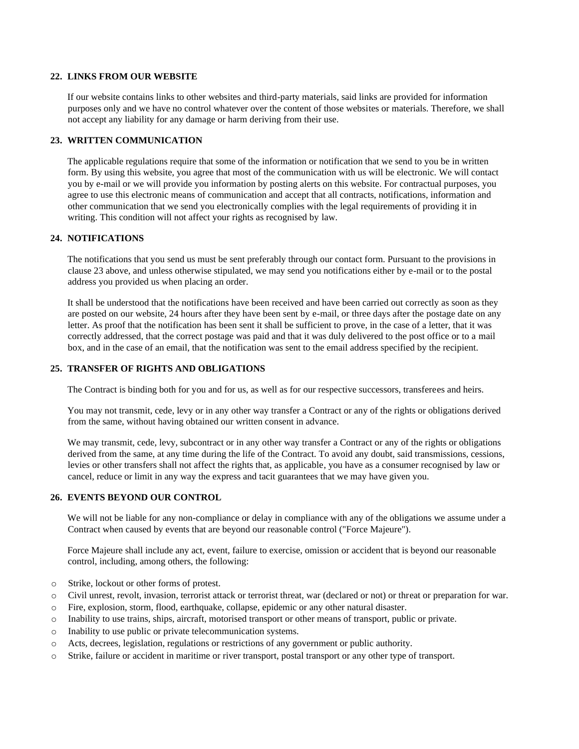## 22. LINKS FROM OUR WEBSITE

If our website contains links to other websites and third-party materials, said links are provided for information purposes only and we have no control whatever over the content of those websites or materials. Therefore, we shall not accept any liability for any damage or harm deriving from their use.

## 23. WRITTEN COMMUNICATION

The applicable regulations require that some of the information or notification that we send to you be in written form. By using this website, you agree that most of the communication with us will be electronic. We will contact you by e-mail or we will provide you information by posting alerts on this website. For contractual purposes, you agree to use this electronic means of communication and accept that all contracts, notifications, information and other communication that we send you electronically complies with the legal requirements of providing it in writing. This condition will not affect your rights as recognised by law.

## 24. NOTIFICATIONS

The notifications that you send us must be sent preferably through our contact form. Pursuant to the provisions in clause 23 above, and unless otherwise stipulated, we may send you notifications either by e-mail or to the postal address you provided us when placing an order.

It shall be understood that the notifications have been received and have been carried out correctly as soon as they are posted on our website, 24 hours after they have been sent by e-mail, or three days after the postage date on any letter. As proof that the notification has been sent it shall be sufficient to prove, in the case of a letter, that it was correctly addressed, that the correct postage was paid and that it was duly delivered to the post office or to a mail box, and in the case of an email, that the notification was sent to the email address specified by the recipient.

## 25. TRANSFER OF RIGHTS AND OBLIGATIONS

The Contract is binding both for you and for us, as well as for our respective successors, transferees and heirs.

You may not transmit, cede, levy or in any other way transfer a Contract or any of the rights or obligations derived from the same, without having obtained our written consent in advance.

We may transmit, cede, levy, subcontract or in any other way transfer a Contract or any of the rights or obligations derived from the same, at any time during the life of the Contract. To avoid any doubt, said transmissions, cessions, levies or other transfers shall not affect the rights that, as applicable, you have as a consumer recognised by law or cancel, reduce or limit in any way the express and tacit guarantees that we may have given you.

## 26. EVENTS BEYOND OUR CONTROL

We will not be liable for any non-compliance or delay in compliance with any of the obligations we assume under a Contract when caused by events that are beyond our reasonable control ("Force Majeure").

Force Majeure shall include any act, event, failure to exercise, omission or accident that is beyond our reasonable control, including, among others, the following:

- Strike, lockout or other forms of protest.
- Civil unrest, revolt, invasion, terrorist attack or terrorist threat, war (declared or not) or threat or preparation for war.
- Fire, explosion, storm, flood, earthquake, collapse, epidemic or any other natural disaster.
- Inability to use trains, ships, aircraft, motorised transport or other means of transport, public or private.
- Inability to use public or private telecommunication systems.
- Acts, decrees, legislation, regulations or restrictions of any government or public authority.
- Strike, failure or accident in maritime or river transport, postal transport or any other type of transport.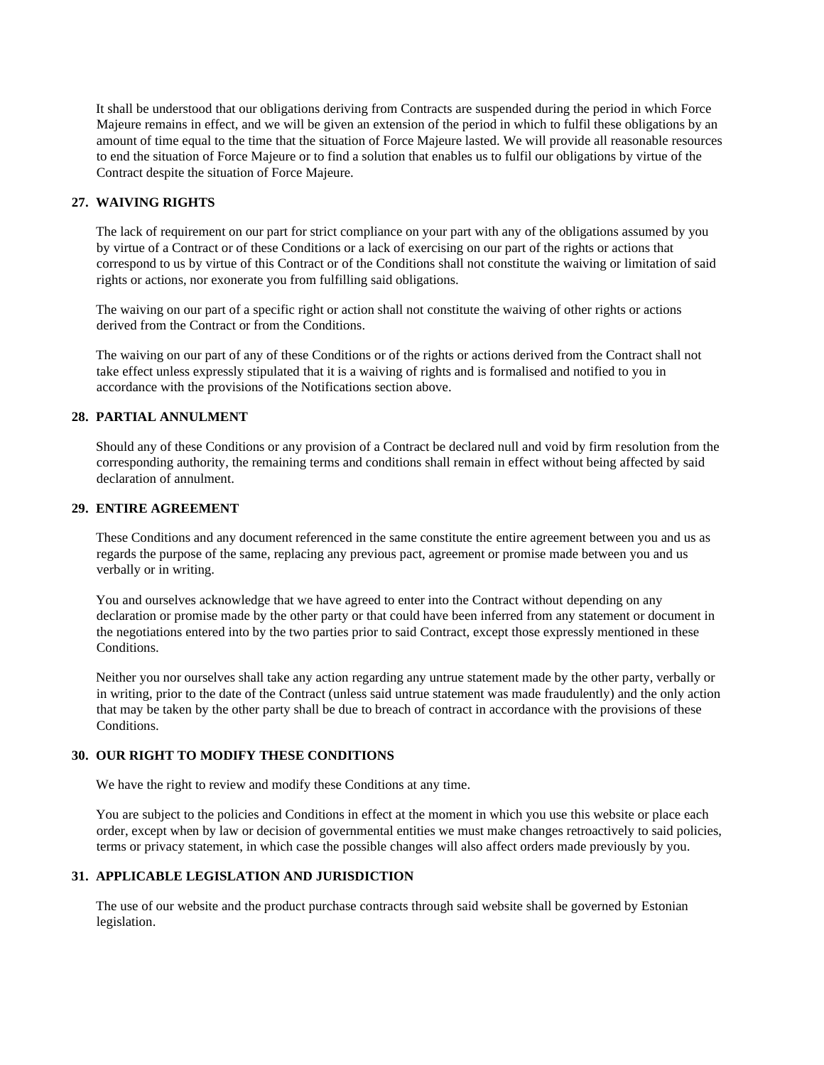It shall be understood that our obligations deriving from Contracts are suspended during the period in which Force Majeure remains in effect, and we will be given an extension of the period in which to fulfil these obligations by an amount of time equal to the time that the situation of Force Majeure lasted. We will provide all reasonable resources to end the situation of Force Majeure or to find a solution that enables us to fulfil our obligations by virtue of the Contract despite the situation of Force Majeure.

## 27. WAIVING RIGHTS

The lack of requirement on our part for strict compliance on your part with any of the obligations assumed by you by virtue of a Contract or of these Conditions or a lack of exercising on our part of the rights or actions that correspond to us by virtue of this Contract or of the Conditions shall not constitute the waiving or limitation of said rights or actions, nor exonerate you from fulfilling said obligations.

The waiving on our part of a specific right or action shall not constitute the waiving of other rights or actions derived from the Contract or from the Conditions.

The waiving on our part of any of these Conditions or of the rights or actions derived from the Contract shall not take effect unless expressly stipulated that it is a waiving of rights and is formalised and notified to you in accordance with the provisions of the Notifications section above.

## 28. PARTIAL ANNULMENT

Should any of these Conditions or any provision of a Contract be declared null and void by firm resolution from the corresponding authority, the remaining terms and conditions shall remain in effect without being affected by said declaration of annulment.

## 29. ENTIRE AGREEMENT

These Conditions and any document referenced in the same constitute the entire agreement between you and us as regards the purpose of the same, replacing any previous pact, agreement or promise made between you and us verbally or in writing.

You and ourselves acknowledge that we have agreed to enter into the Contract without depending on any declaration or promise made by the other party or that could have been inferred from any statement or document in the negotiations entered into by the two parties prior to said Contract, except those expressly mentioned in these Conditions.

Neither you nor ourselves shall take any action regarding any untrue statement made by the other party, verbally or in writing, prior to the date of the Contract (unless said untrue statement was made fraudulently) and the only action that may be taken by the other party shall be due to breach of contract in accordance with the provisions of these Conditions.

## 30. OUR RIGHT TO MODIFY THESE CONDITIONS

We have the right to review and modify these Conditions at any time.

You are subject to the policies and Conditions in effect at the moment in which you use this website or place each order, except when by law or decision of governmental entities we must make changes retroactively to said policies, terms or privacy statement, in which case the possible changes will also affect orders made previously by you.

## 31. APPLICABLE LEGISLATION AND JURISDICTION

The use of our website and the product purchase contracts through said website shall be governed by Estonian legislation.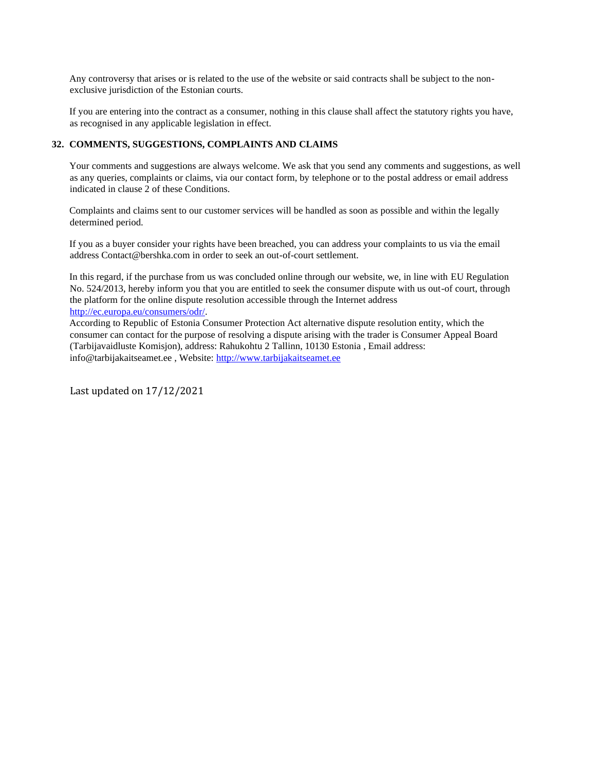Any controversy that arises or is related to the use of the website or said contracts shall be subject to the non-exclusive jurisdiction of the Estonian courts.

If you are entering into the contract as a consumer, nothing in this clause shall affect the statutory rights you have, as recognised in any applicable legislation in effect.

## 32. COMMENTS, SUGGESTIONS, COMPLAINTS AND CLAIMS

Your comments and suggestions are always welcome. We ask that you send any comments and suggestions, as well as any queries, complaints or claims, via our contact form, by telephone or to the postal address or email address indicated in clause 2 of these Conditions.

Complaints and claims sent to our customer services will be handled as soon as possible and within the legally determined period.

If you as a buyer consider your rights have been breached, you can address your complaints to us via the email address Contact@bershka.com in order to seek an out-of-court settlement.

In this regard, if the purchase from us was concluded online through our website, we, in line with EU Regulation No. 524/2013, hereby inform you that you are entitled to seek the consumer dispute with us out-of court, through the platform for the online dispute resolution accessible through the Internet address [http://ec.europa.eu/consumers/odr/](http://ec.europa.eu/consumers/odr/).
According to Republic of Estonia Consumer Protection Act alternative dispute resolution entity, which the consumer can contact for the purpose of resolving a dispute arising with the trader is Consumer Appeal Board (Tarbijavaidluste Komisjon), address: Rahukohtu 2 Tallinn, 10130 Estonia , Email address: info@tarbijakaitseamet.ee , Website: [http://www.tarbijakaitseamet.ee](http://www.tarbijakaitseamet.ee)

Last updated on 17/12/2021